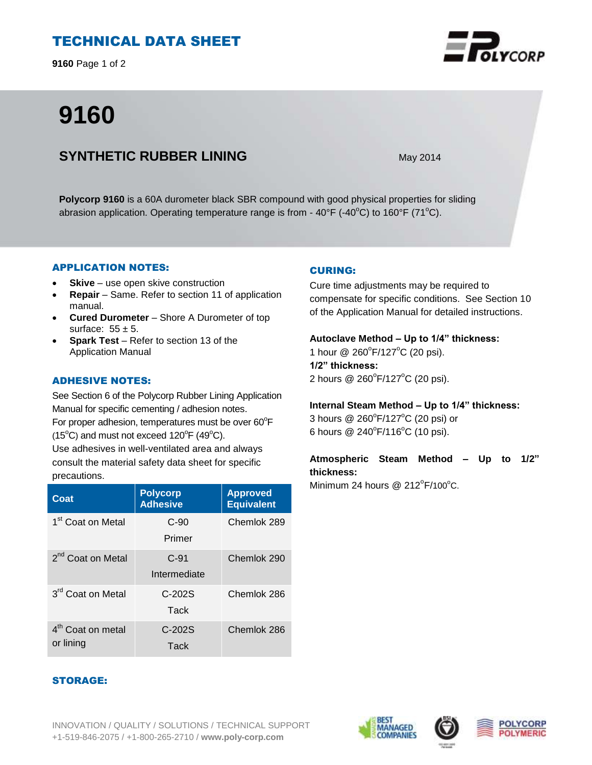# TECHNICAL DATA SHEET

# 9160

## SYNTHETIC RUBBER LINING

May 2014

**Polycorp 9160** is a 60A durometer black SBR compound with good physical properties for sliding abrasion application. Operating temperature range is from - 40°F (-40°C) to 160°F (71°C).

### APPLICATION NOTES:

- **Skive** – use open skive construction
- **Repair** – Same. Refer to section 11 of application manual.
- **Cured Durometer** – Shore A Durometer of top surface: 55 ± 5.
- **Spark Test** – Refer to section 13 of the Application Manual

### ADHESIVE NOTES:

See Section 6 of the Polycorp Rubber Lining Application Manual for specific cementing / adhesion notes.
For proper adhesion, temperatures must be over 60°F (15°C) and must not exceed 120°F (49°C).
Use adhesives in well-ventilated area and always consult the material safety data sheet for specific precautions.

| Coat | Polycorp Adhesive | Approved Equivalent |
|---|---|---|
| 1st Coat on Metal | C-90 Primer | Chemlok 289 |
| 2nd Coat on Metal | C-91 Intermediate | Chemlok 290 |
| 3rd Coat on Metal | C-202S Tack | Chemlok 286 |
| 4th Coat on metal or lining | C-202S Tack | Chemlok 286 |

### STORAGE:

### CURING:

Cure time adjustments may be required to compensate for specific conditions. See Section 10 of the Application Manual for detailed instructions.

**Autoclave Method – Up to 1/4" thickness:**
1 hour @ 260°F/127°C (20 psi).
**1/2" thickness:**
2 hours @ 260°F/127°C (20 psi).

**Internal Steam Method – Up to 1/4" thickness:**
3 hours @ 260°F/127°C (20 psi) or
6 hours @ 240°F/116°C (10 psi).

**Atmospheric Steam Method – Up to 1/2" thickness:**
Minimum 24 hours @ 212°F/100°C.

INNOVATION / QUALITY / SOLUTIONS / TECHNICAL SUPPORT
+1-519-846-2075 / +1-800-265-2710 / **www.poly-corp.com**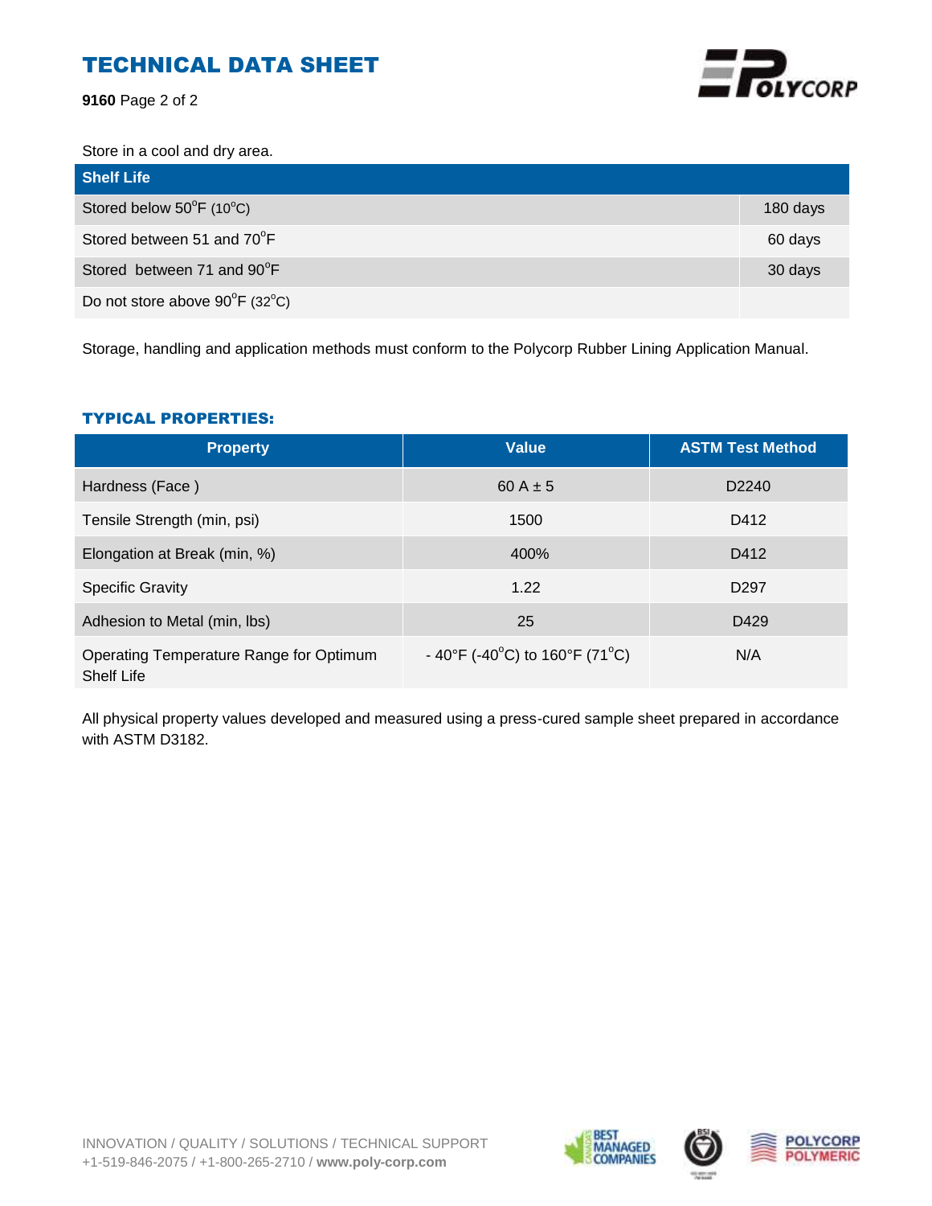Store in a cool and dry area.

| Shelf Life | |
|---|---|
| Stored below 50°F (10°C) | 180 days |
| Stored between 51 and 70°F | 60 days |
| Stored between 71 and 90°F | 30 days |
| Do not store above 90°F (32°C) | |

Storage, handling and application methods must conform to the Polycorp Rubber Lining Application Manual.

### TYPICAL PROPERTIES:

| Property | Value | ASTM Test Method |
|---|---|---|
| Hardness (Face ) | 60 A ± 5 | D2240 |
| Tensile Strength (min, psi) | 1500 | D412 |
| Elongation at Break (min, %) | 400% | D412 |
| Specific Gravity | 1.22 | D297 |
| Adhesion to Metal (min, lbs) | 25 | D429 |
| Operating Temperature Range for Optimum Shelf Life | - 40°F (-40°C) to 160°F (71°C) | N/A |

All physical property values developed and measured using a press-cured sample sheet prepared in accordance with ASTM D3182.